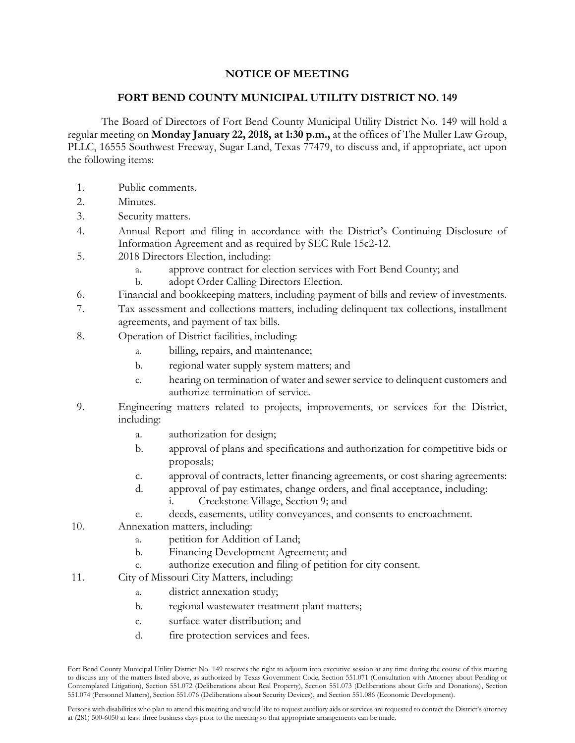# NOTICE OF MEETING

## FORT BEND COUNTY MUNICIPAL UTILITY DISTRICT NO. 149

The Board of Directors of Fort Bend County Municipal Utility District No. 149 will hold a regular meeting on **Monday January 22, 2018, at 1:30 p.m.,** at the offices of The Muller Law Group, PLLC, 16555 Southwest Freeway, Sugar Land, Texas 77479, to discuss and, if appropriate, act upon the following items:

1. Public comments.
2. Minutes.
3. Security matters.
4. Annual Report and filing in accordance with the District's Continuing Disclosure of Information Agreement and as required by SEC Rule 15c2-12.
5. 2018 Directors Election, including:
   a. approve contract for election services with Fort Bend County; and
   b. adopt Order Calling Directors Election.
6. Financial and bookkeeping matters, including payment of bills and review of investments.
7. Tax assessment and collections matters, including delinquent tax collections, installment agreements, and payment of tax bills.
8. Operation of District facilities, including:
   a. billing, repairs, and maintenance;
   b. regional water supply system matters; and
   c. hearing on termination of water and sewer service to delinquent customers and authorize termination of service.
9. Engineering matters related to projects, improvements, or services for the District, including:
   a. authorization for design;
   b. approval of plans and specifications and authorization for competitive bids or proposals;
   c. approval of contracts, letter financing agreements, or cost sharing agreements:
   d. approval of pay estimates, change orders, and final acceptance, including:
      i. Creekstone Village, Section 9; and
   e. deeds, easements, utility conveyances, and consents to encroachment.
10. Annexation matters, including:
    a. petition for Addition of Land;
    b. Financing Development Agreement; and
    c. authorize execution and filing of petition for city consent.
11. City of Missouri City Matters, including:
    a. district annexation study;
    b. regional wastewater treatment plant matters;
    c. surface water distribution; and
    d. fire protection services and fees.

Fort Bend County Municipal Utility District No. 149 reserves the right to adjourn into executive session at any time during the course of this meeting to discuss any of the matters listed above, as authorized by Texas Government Code, Section 551.071 (Consultation with Attorney about Pending or Contemplated Litigation), Section 551.072 (Deliberations about Real Property), Section 551.073 (Deliberations about Gifts and Donations), Section 551.074 (Personnel Matters), Section 551.076 (Deliberations about Security Devices), and Section 551.086 (Economic Development).

Persons with disabilities who plan to attend this meeting and would like to request auxiliary aids or services are requested to contact the District's attorney at (281) 500-6050 at least three business days prior to the meeting so that appropriate arrangements can be made.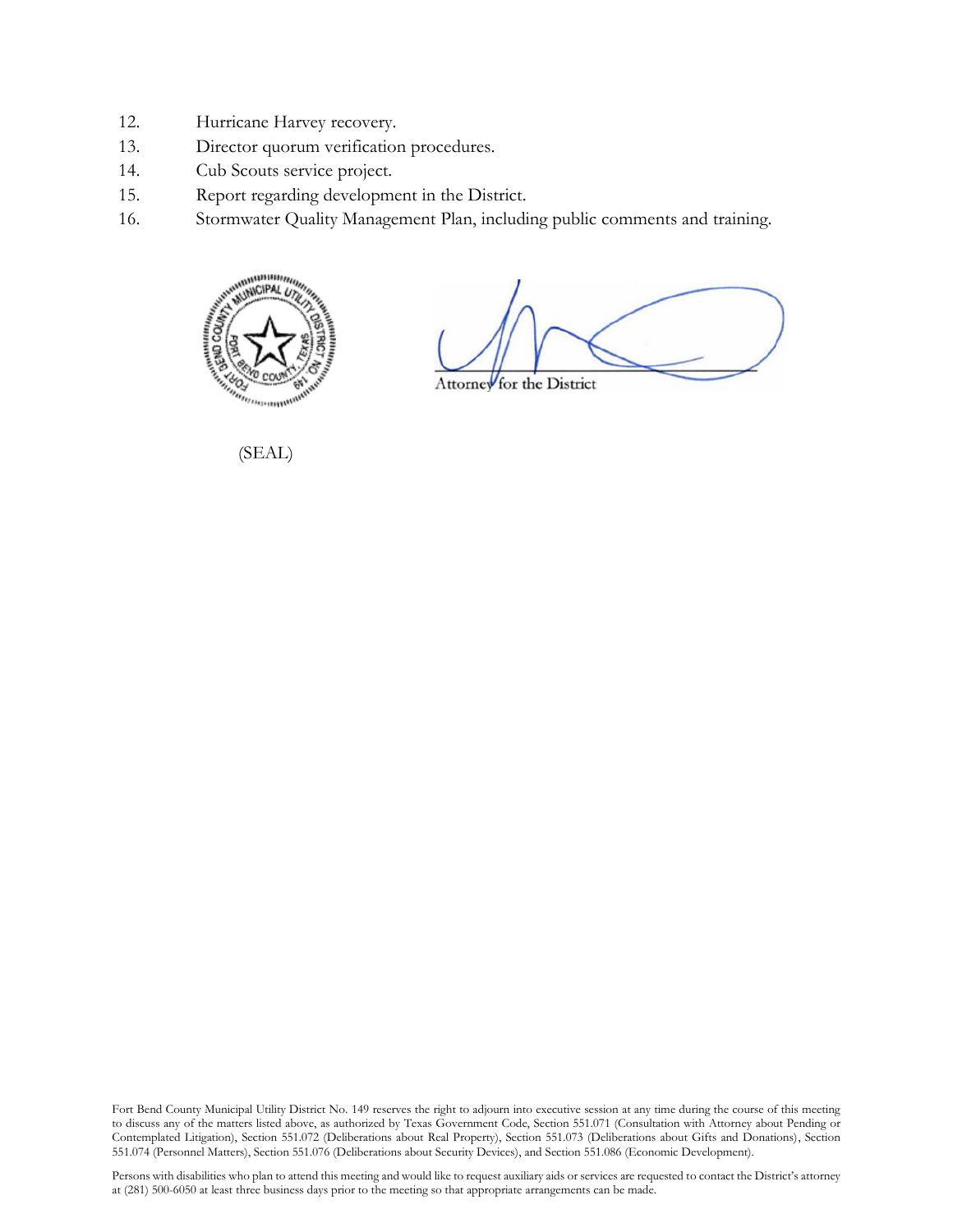12. Hurricane Harvey recovery.
13. Director quorum verification procedures.
14. Cub Scouts service project.
15. Report regarding development in the District.
16. Stormwater Quality Management Plan, including public comments and training.

(SEAL)

Attorney for the District

Fort Bend County Municipal Utility District No. 149 reserves the right to adjourn into executive session at any time during the course of this meeting to discuss any of the matters listed above, as authorized by Texas Government Code, Section 551.071 (Consultation with Attorney about Pending or Contemplated Litigation), Section 551.072 (Deliberations about Real Property), Section 551.073 (Deliberations about Gifts and Donations), Section 551.074 (Personnel Matters), Section 551.076 (Deliberations about Security Devices), and Section 551.086 (Economic Development).

Persons with disabilities who plan to attend this meeting and would like to request auxiliary aids or services are requested to contact the District's attorney at (281) 500-6050 at least three business days prior to the meeting so that appropriate arrangements can be made.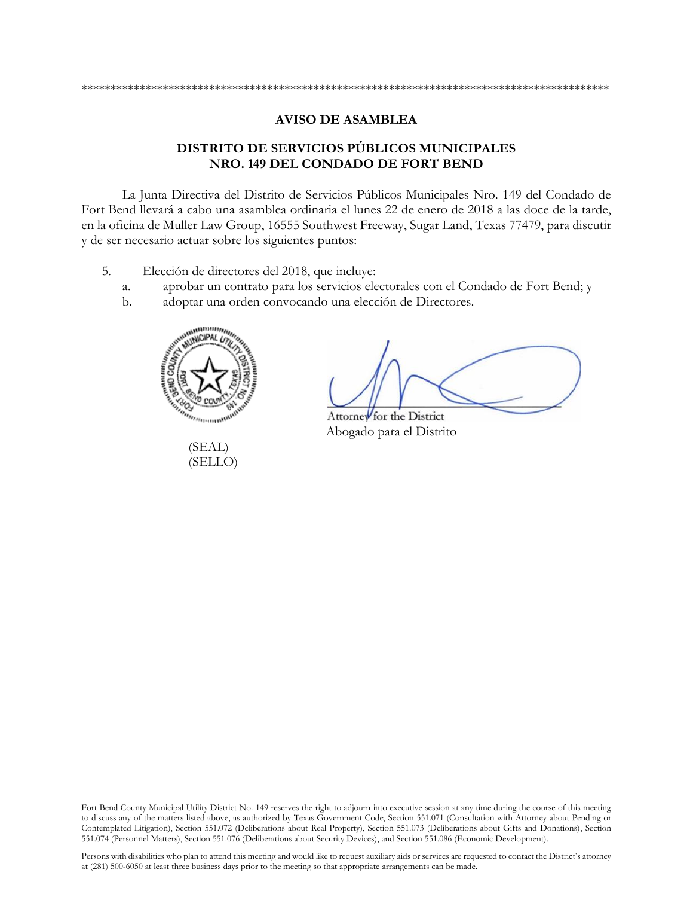******************************************************************************************

**AVISO DE ASAMBLEA**

**DISTRITO DE SERVICIOS PÚBLICOS MUNICIPALES NRO. 149 DEL CONDADO DE FORT BEND**

La Junta Directiva del Distrito de Servicios Públicos Municipales Nro. 149 del Condado de Fort Bend llevará a cabo una asamblea ordinaria el lunes 22 de enero de 2018 a las doce de la tarde, en la oficina de Muller Law Group, 16555 Southwest Freeway, Sugar Land, Texas 77479, para discutir y de ser necesario actuar sobre los siguientes puntos:

5. Elección de directores del 2018, que incluye:
   a. aprobar un contrato para los servicios electorales con el Condado de Fort Bend; y
   b. adoptar una orden convocando una elección de Directores.

(SEAL)
(SELLO)

Attorney for the District
Abogado para el Distrito

Fort Bend County Municipal Utility District No. 149 reserves the right to adjourn into executive session at any time during the course of this meeting to discuss any of the matters listed above, as authorized by Texas Government Code, Section 551.071 (Consultation with Attorney about Pending or Contemplated Litigation), Section 551.072 (Deliberations about Real Property), Section 551.073 (Deliberations about Gifts and Donations), Section 551.074 (Personnel Matters), Section 551.076 (Deliberations about Security Devices), and Section 551.086 (Economic Development).

Persons with disabilities who plan to attend this meeting and would like to request auxiliary aids or services are requested to contact the District's attorney at (281) 500-6050 at least three business days prior to the meeting so that appropriate arrangements can be made.